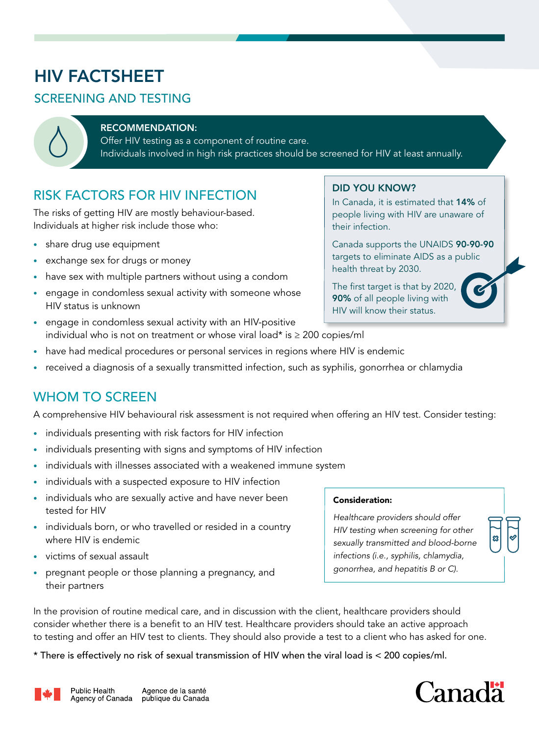# HIV FACTSHEET

## SCREENING AND TESTING

**RECOMMENDATION:**
Offer HIV testing as a component of routine care.
Individuals involved in high risk practices should be screened for HIV at least annually.

## RISK FACTORS FOR HIV INFECTION

The risks of getting HIV are mostly behaviour-based. Individuals at higher risk include those who:

- share drug use equipment
- exchange sex for drugs or money
- have sex with multiple partners without using a condom
- engage in condomless sexual activity with someone whose HIV status is unknown
- engage in condomless sexual activity with an HIV-positive individual who is not on treatment or whose viral load* is ≥ 200 copies/ml
- have had medical procedures or personal services in regions where HIV is endemic
- received a diagnosis of a sexually transmitted infection, such as syphilis, gonorrhea or chlamydia

### DID YOU KNOW?

In Canada, it is estimated that **14%** of people living with HIV are unaware of their infection.

Canada supports the UNAIDS **90-90-90** targets to eliminate AIDS as a public health threat by 2030.

The first target is that by 2020, **90%** of all people living with HIV will know their status.

## WHOM TO SCREEN

A comprehensive HIV behavioural risk assessment is not required when offering an HIV test. Consider testing:

- individuals presenting with risk factors for HIV infection
- individuals presenting with signs and symptoms of HIV infection
- individuals with illnesses associated with a weakened immune system
- individuals with a suspected exposure to HIV infection
- individuals who are sexually active and have never been tested for HIV
- individuals born, or who travelled or resided in a country where HIV is endemic
- victims of sexual assault
- pregnant people or those planning a pregnancy, and their partners

**Consideration:**

*Healthcare providers should offer HIV testing when screening for other sexually transmitted and blood-borne infections (i.e., syphilis, chlamydia, gonorrhea, and hepatitis B or C).*

In the provision of routine medical care, and in discussion with the client, healthcare providers should consider whether there is a benefit to an HIV test. Healthcare providers should take an active approach to testing and offer an HIV test to clients. They should also provide a test to a client who has asked for one.

\* There is effectively no risk of sexual transmission of HIV when the viral load is < 200 copies/ml.

Public Health Agency of Canada — Agence de la santé publique du Canada

Canada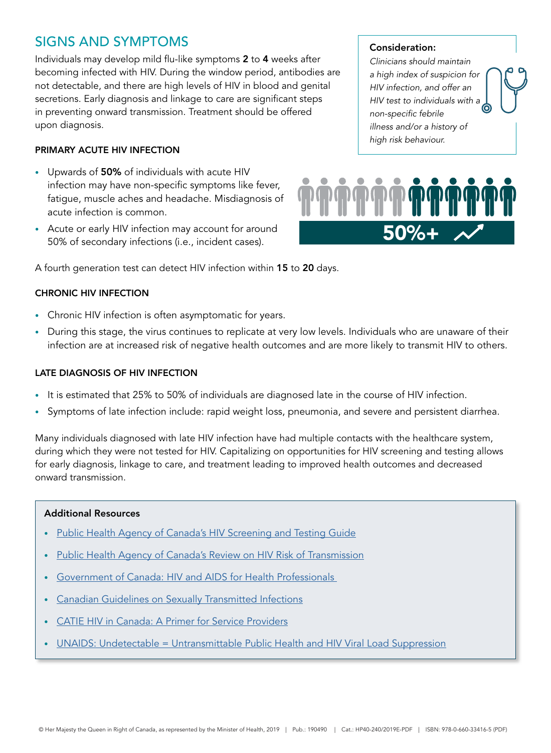## SIGNS AND SYMPTOMS

Individuals may develop mild flu-like symptoms **2** to **4** weeks after becoming infected with HIV. During the window period, antibodies are not detectable, and there are high levels of HIV in blood and genital secretions. Early diagnosis and linkage to care are significant steps in preventing onward transmission. Treatment should be offered upon diagnosis.

**Consideration:**

*Clinicians should maintain a high index of suspicion for HIV infection, and offer an HIV test to individuals with a non-specific febrile illness and/or a history of high risk behaviour.*

### PRIMARY ACUTE HIV INFECTION

- Upwards of **50%** of individuals with acute HIV infection may have non-specific symptoms like fever, fatigue, muscle aches and headache. Misdiagnosis of acute infection is common.
- Acute or early HIV infection may account for around 50% of secondary infections (i.e., incident cases).

50%+

A fourth generation test can detect HIV infection within **15** to **20** days.

### CHRONIC HIV INFECTION

- Chronic HIV infection is often asymptomatic for years.
- During this stage, the virus continues to replicate at very low levels. Individuals who are unaware of their infection are at increased risk of negative health outcomes and are more likely to transmit HIV to others.

### LATE DIAGNOSIS OF HIV INFECTION

- It is estimated that 25% to 50% of individuals are diagnosed late in the course of HIV infection.
- Symptoms of late infection include: rapid weight loss, pneumonia, and severe and persistent diarrhea.

Many individuals diagnosed with late HIV infection have had multiple contacts with the healthcare system, during which they were not tested for HIV. Capitalizing on opportunities for HIV screening and testing allows for early diagnosis, linkage to care, and treatment leading to improved health outcomes and decreased onward transmission.

**Additional Resources**

- Public Health Agency of Canada's HIV Screening and Testing Guide
- Public Health Agency of Canada's Review on HIV Risk of Transmission
- Government of Canada: HIV and AIDS for Health Professionals
- Canadian Guidelines on Sexually Transmitted Infections
- CATIE HIV in Canada: A Primer for Service Providers
- UNAIDS: Undetectable = Untransmittable Public Health and HIV Viral Load Suppression

© Her Majesty the Queen in Right of Canada, as represented by the Minister of Health, 2019 | Pub.: 190490 | Cat.: HP40-240/2019E-PDF | ISBN: 978-0-660-33416-5 (PDF)